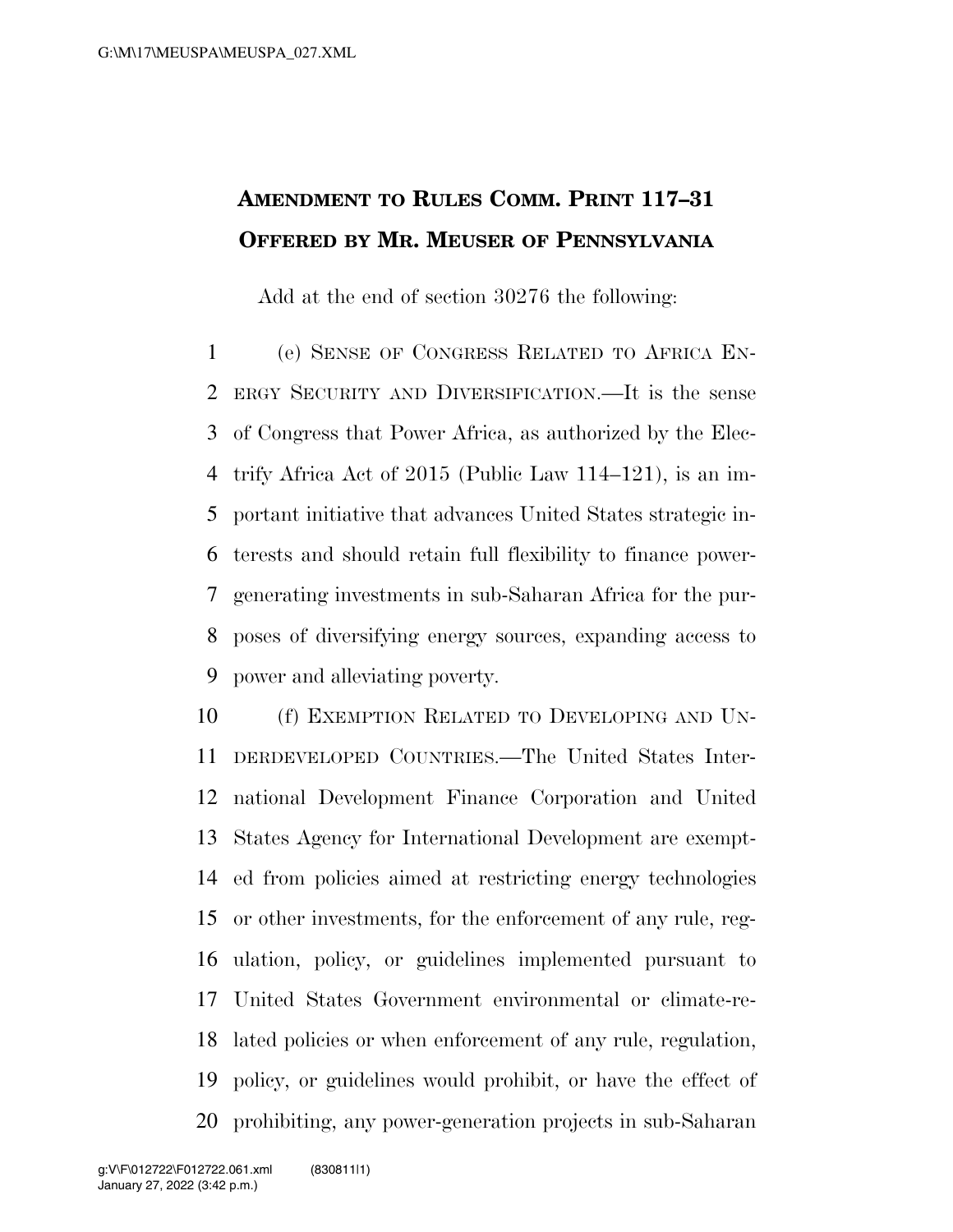**AMENDMENT TO RULES COMM. PRINT 117–31**
**OFFERED BY MR. MEUSER OF PENNSYLVANIA**

Add at the end of section 30276 the following:

(e) SENSE OF CONGRESS RELATED TO AFRICA ENERGY SECURITY AND DIVERSIFICATION.—It is the sense of Congress that Power Africa, as authorized by the Electrify Africa Act of 2015 (Public Law 114–121), is an important initiative that advances United States strategic interests and should retain full flexibility to finance power-generating investments in sub-Saharan Africa for the purposes of diversifying energy sources, expanding access to power and alleviating poverty.

(f) EXEMPTION RELATED TO DEVELOPING AND UNDERDEVELOPED COUNTRIES.—The United States International Development Finance Corporation and United States Agency for International Development are exempted from policies aimed at restricting energy technologies or other investments, for the enforcement of any rule, regulation, policy, or guidelines implemented pursuant to United States Government environmental or climate-related policies or when enforcement of any rule, regulation, policy, or guidelines would prohibit, or have the effect of prohibiting, any power-generation projects in sub-Saharan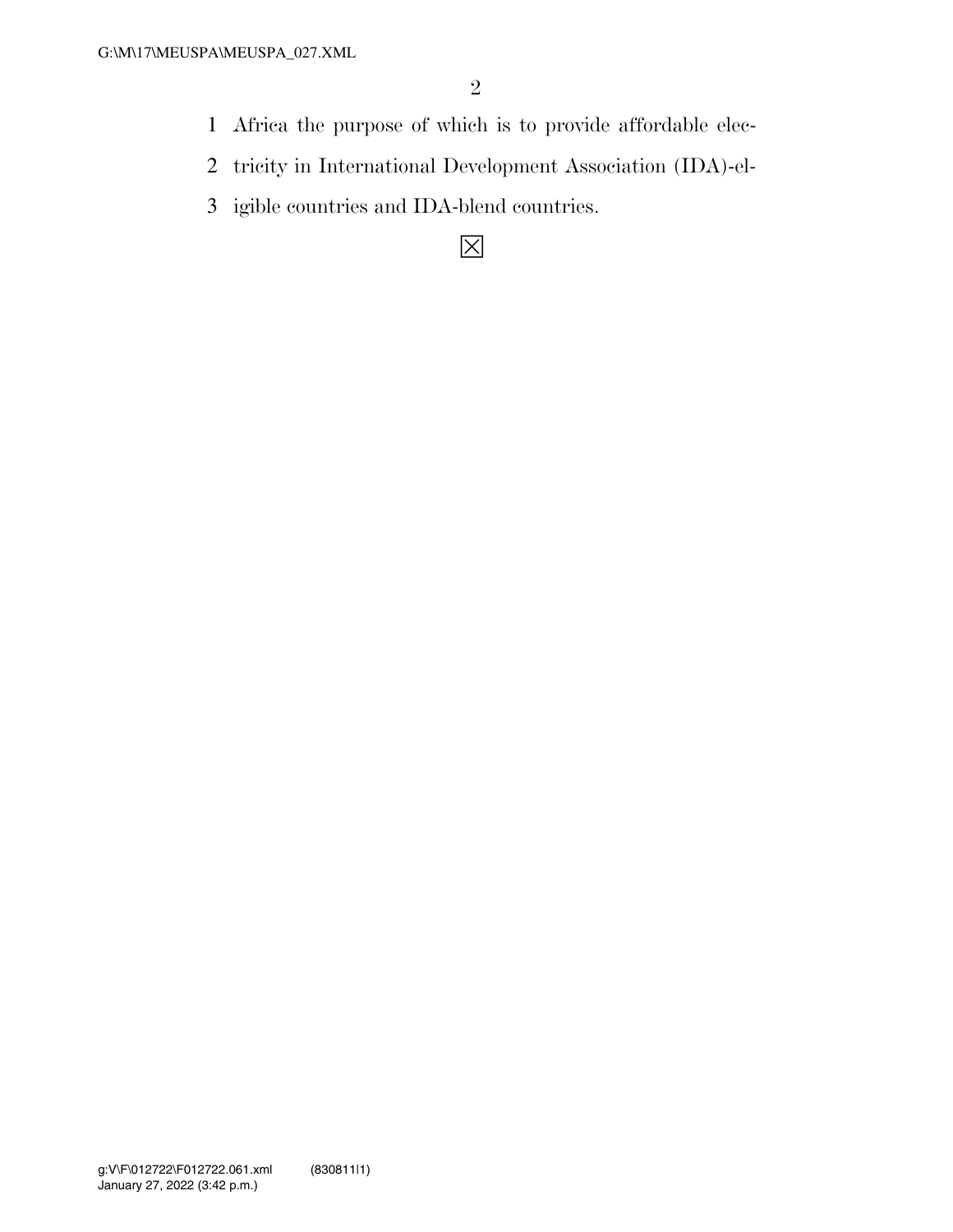Africa the purpose of which is to provide affordable electricity in International Development Association (IDA)-eligible countries and IDA-blend countries.

☒